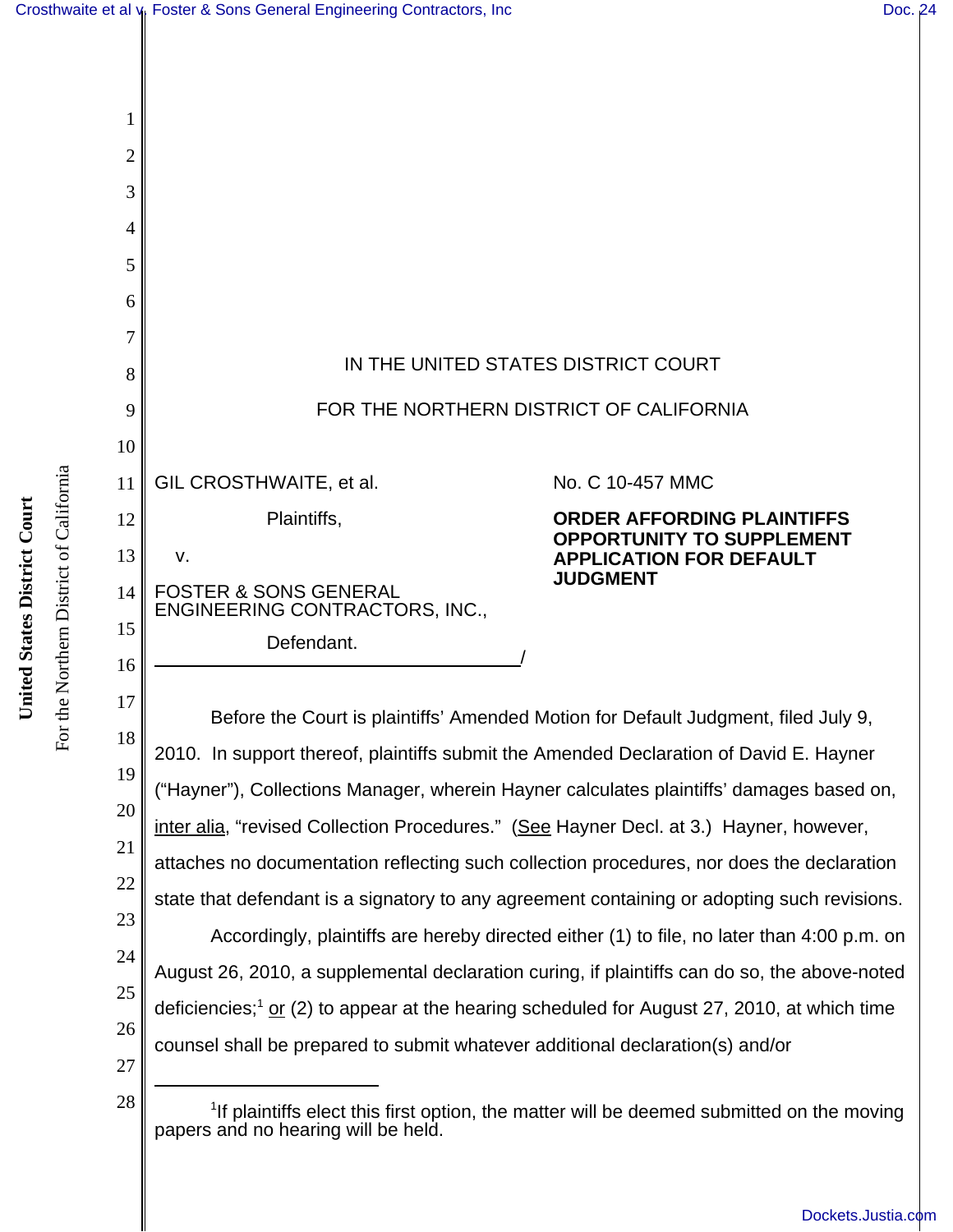IN THE UNITED STATES DISTRICT COURT

FOR THE NORTHERN DISTRICT OF CALIFORNIA

GIL CROSTHWAITE, et al.

Plaintiffs,

v.

FOSTER & SONS GENERAL ENGINEERING CONTRACTORS, INC.,

Defendant.

No. C 10-457 MMC

**ORDER AFFORDING PLAINTIFFS OPPORTUNITY TO SUPPLEMENT APPLICATION FOR DEFAULT JUDGMENT**

Before the Court is plaintiffs' Amended Motion for Default Judgment, filed July 9, 2010. In support thereof, plaintiffs submit the Amended Declaration of David E. Hayner ("Hayner"), Collections Manager, wherein Hayner calculates plaintiffs' damages based on, inter alia, "revised Collection Procedures." (See Hayner Decl. at 3.) Hayner, however, attaches no documentation reflecting such collection procedures, nor does the declaration state that defendant is a signatory to any agreement containing or adopting such revisions.

Accordingly, plaintiffs are hereby directed either (1) to file, no later than 4:00 p.m. on August 26, 2010, a supplemental declaration curing, if plaintiffs can do so, the above-noted deficiencies;[1] or (2) to appear at the hearing scheduled for August 27, 2010, at which time counsel shall be prepared to submit whatever additional declaration(s) and/or

[1]If plaintiffs elect this first option, the matter will be deemed submitted on the moving papers and no hearing will be held.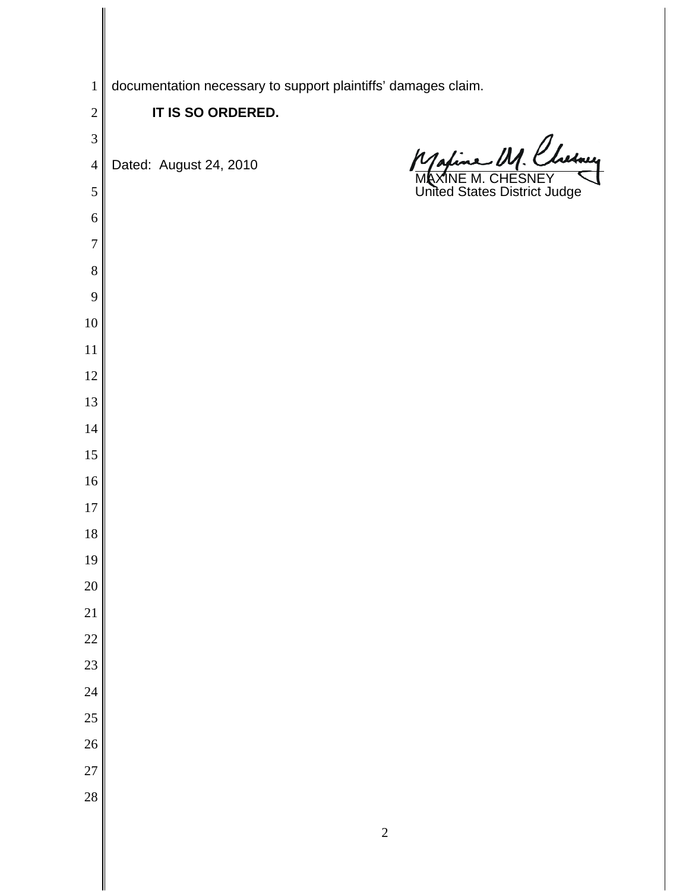documentation necessary to support plaintiffs' damages claim.

**IT IS SO ORDERED.**

Dated: August 24, 2010

MAXINE M. CHESNEY
United States District Judge